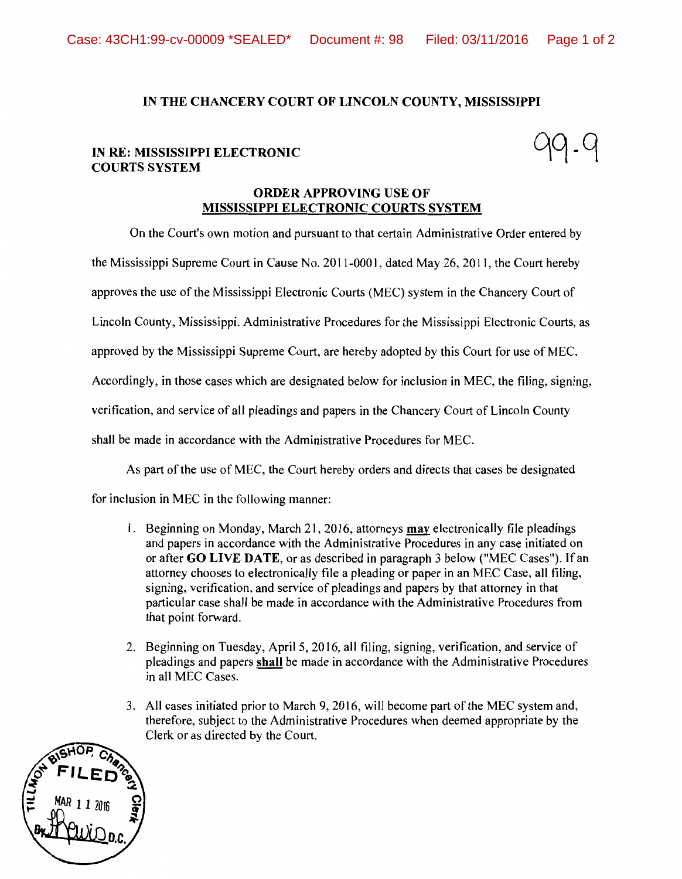IN THE CHANCERY COURT OF LINCOLN COUNTY, MISSISSIPPI

**IN RE: MISSISSIPPI ELECTRONIC COURTS SYSTEM**

99-9

**ORDER APPROVING USE OF MISSISSIPPI ELECTRONIC COURTS SYSTEM**

On the Court's own motion and pursuant to that certain Administrative Order entered by the Mississippi Supreme Court in Cause No. 2011-0001, dated May 26, 2011, the Court hereby approves the use of the Mississippi Electronic Courts (MEC) system in the Chancery Court of Lincoln County, Mississippi. Administrative Procedures for the Mississippi Electronic Courts, as approved by the Mississippi Supreme Court, are hereby adopted by this Court for use of MEC. Accordingly, in those cases which are designated below for inclusion in MEC, the filing, signing, verification, and service of all pleadings and papers in the Chancery Court of Lincoln County shall be made in accordance with the Administrative Procedures for MEC.

As part of the use of MEC, the Court hereby orders and directs that cases be designated for inclusion in MEC in the following manner:

1. Beginning on Monday, March 21, 2016, attorneys **may** electronically file pleadings and papers in accordance with the Administrative Procedures in any case initiated on or after **GO LIVE DATE**, or as described in paragraph 3 below ("MEC Cases"). If an attorney chooses to electronically file a pleading or paper in an MEC Case, all filing, signing, verification, and service of pleadings and papers by that attorney in that particular case shall be made in accordance with the Administrative Procedures from that point forward.

2. Beginning on Tuesday, April 5, 2016, all filing, signing, verification, and service of pleadings and papers **shall** be made in accordance with the Administrative Procedures in all MEC Cases.

3. All cases initiated prior to March 9, 2016, will become part of the MEC system and, therefore, subject to the Administrative Procedures when deemed appropriate by the Clerk or as directed by the Court.

TILLMON BISHOP, Chancery Clerk
FILED
MAR 11 2016
By [signature] D.C.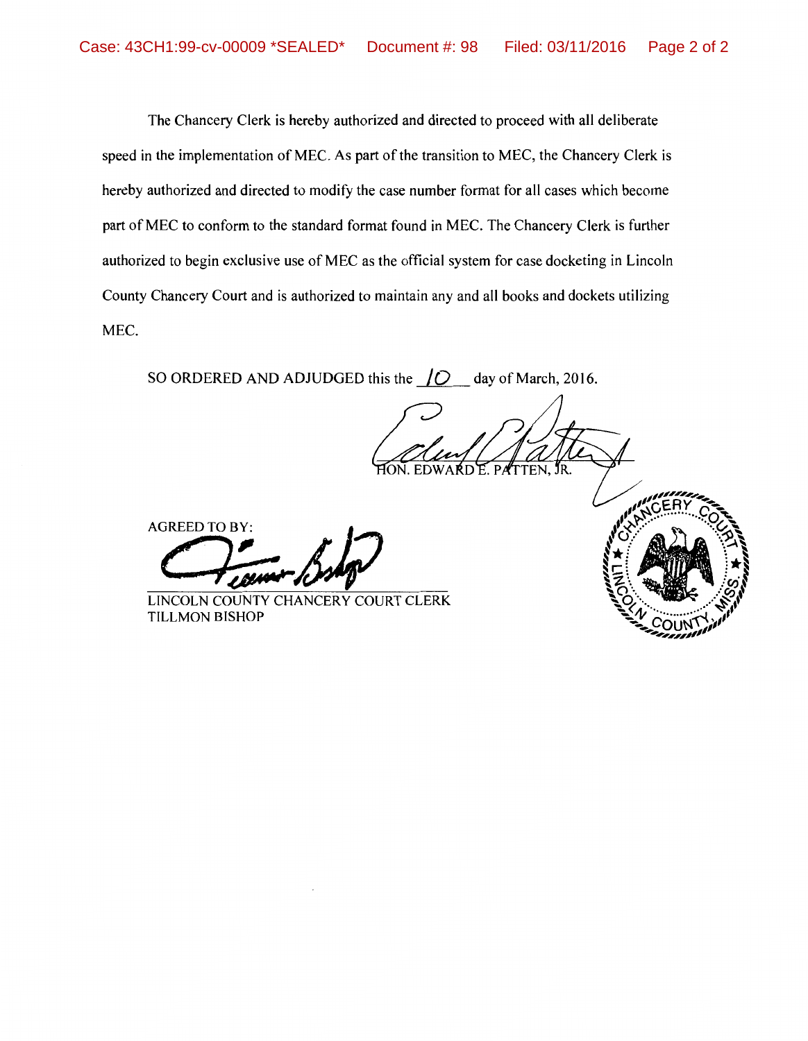The Chancery Clerk is hereby authorized and directed to proceed with all deliberate speed in the implementation of MEC. As part of the transition to MEC, the Chancery Clerk is hereby authorized and directed to modify the case number format for all cases which become part of MEC to conform to the standard format found in MEC. The Chancery Clerk is further authorized to begin exclusive use of MEC as the official system for case docketing in Lincoln County Chancery Court and is authorized to maintain any and all books and dockets utilizing MEC.

SO ORDERED AND ADJUDGED this the 10 day of March, 2016.

HON. EDWARD E. PATTEN, JR.

AGREED TO BY:

LINCOLN COUNTY CHANCERY COURT CLERK
TILLMON BISHOP

CHANCERY COURT LINCOLN COUNTY, MISS.